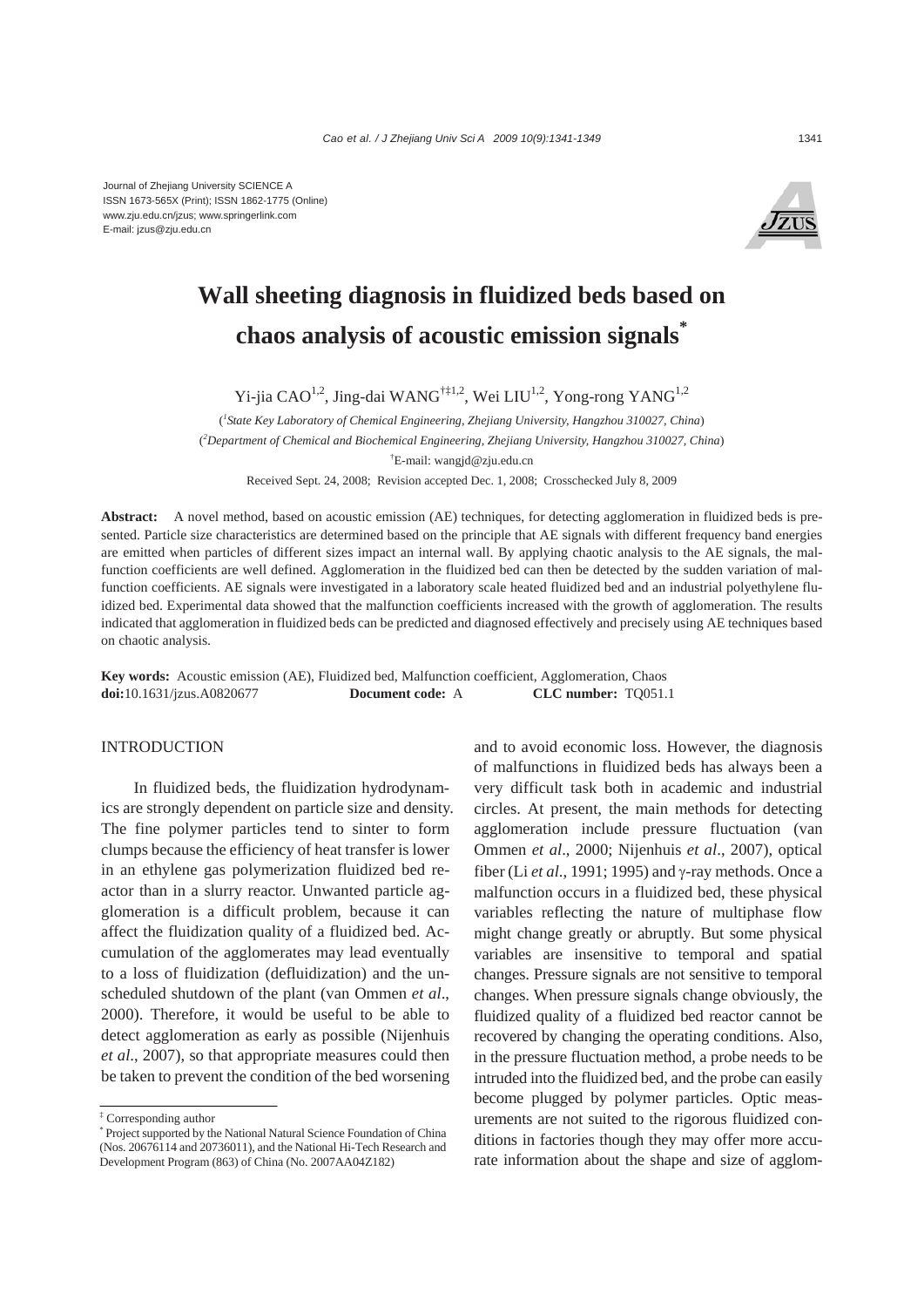Journal of Zhejiang University SCIENCE A
ISSN 1673-565X (Print); ISSN 1862-1775 (Online)
www.zju.edu.cn/jzus; www.springerlink.com
E-mail: jzus@zju.edu.cn

# Wall sheeting diagnosis in fluidized beds based on chaos analysis of acoustic emission signals*

Yi-jia CAO[1,2], Jing-dai WANG[†‡1,2], Wei LIU[1,2], Yong-rong YANG[1,2]

([1]*State Key Laboratory of Chemical Engineering, Zhejiang University, Hangzhou 310027, China*)

([2]*Department of Chemical and Biochemical Engineering, Zhejiang University, Hangzhou 310027, China*)

[†]E-mail: wangjd@zju.edu.cn

Received Sept. 24, 2008; Revision accepted Dec. 1, 2008; Crosschecked July 8, 2009

**Abstract:** A novel method, based on acoustic emission (AE) techniques, for detecting agglomeration in fluidized beds is presented. Particle size characteristics are determined based on the principle that AE signals with different frequency band energies are emitted when particles of different sizes impact an internal wall. By applying chaotic analysis to the AE signals, the malfunction coefficients are well defined. Agglomeration in the fluidized bed can then be detected by the sudden variation of malfunction coefficients. AE signals were investigated in a laboratory scale heated fluidized bed and an industrial polyethylene fluidized bed. Experimental data showed that the malfunction coefficients increased with the growth of agglomeration. The results indicated that agglomeration in fluidized beds can be predicted and diagnosed effectively and precisely using AE techniques based on chaotic analysis.

**Key words:** Acoustic emission (AE), Fluidized bed, Malfunction coefficient, Agglomeration, Chaos
**doi:**10.1631/jzus.A0820677 **Document code:** A **CLC number:** TQ051.1

## INTRODUCTION

In fluidized beds, the fluidization hydrodynamics are strongly dependent on particle size and density. The fine polymer particles tend to sinter to form clumps because the efficiency of heat transfer is lower in an ethylene gas polymerization fluidized bed reactor than in a slurry reactor. Unwanted particle agglomeration is a difficult problem, because it can affect the fluidization quality of a fluidized bed. Accumulation of the agglomerates may lead eventually to a loss of fluidization (defluidization) and the unscheduled shutdown of the plant (van Ommen *et al*., 2000). Therefore, it would be useful to be able to detect agglomeration as early as possible (Nijenhuis *et al*., 2007), so that appropriate measures could then be taken to prevent the condition of the bed worsening and to avoid economic loss. However, the diagnosis of malfunctions in fluidized beds has always been a very difficult task both in academic and industrial circles. At present, the main methods for detecting agglomeration include pressure fluctuation (van Ommen *et al*., 2000; Nijenhuis *et al*., 2007), optical fiber (Li *et al*., 1991; 1995) and γ-ray methods. Once a malfunction occurs in a fluidized bed, these physical variables reflecting the nature of multiphase flow might change greatly or abruptly. But some physical variables are insensitive to temporal and spatial changes. Pressure signals are not sensitive to temporal changes. When pressure signals change obviously, the fluidized quality of a fluidized bed reactor cannot be recovered by changing the operating conditions. Also, in the pressure fluctuation method, a probe needs to be intruded into the fluidized bed, and the probe can easily become plugged by polymer particles. Optic measurements are not suited to the rigorous fluidized conditions in factories though they may offer more accurate information about the shape and size of agglom-

---

‡ Corresponding author

\* Project supported by the National Natural Science Foundation of China (Nos. 20676114 and 20736011), and the National Hi-Tech Research and Development Program (863) of China (No. 2007AA04Z182)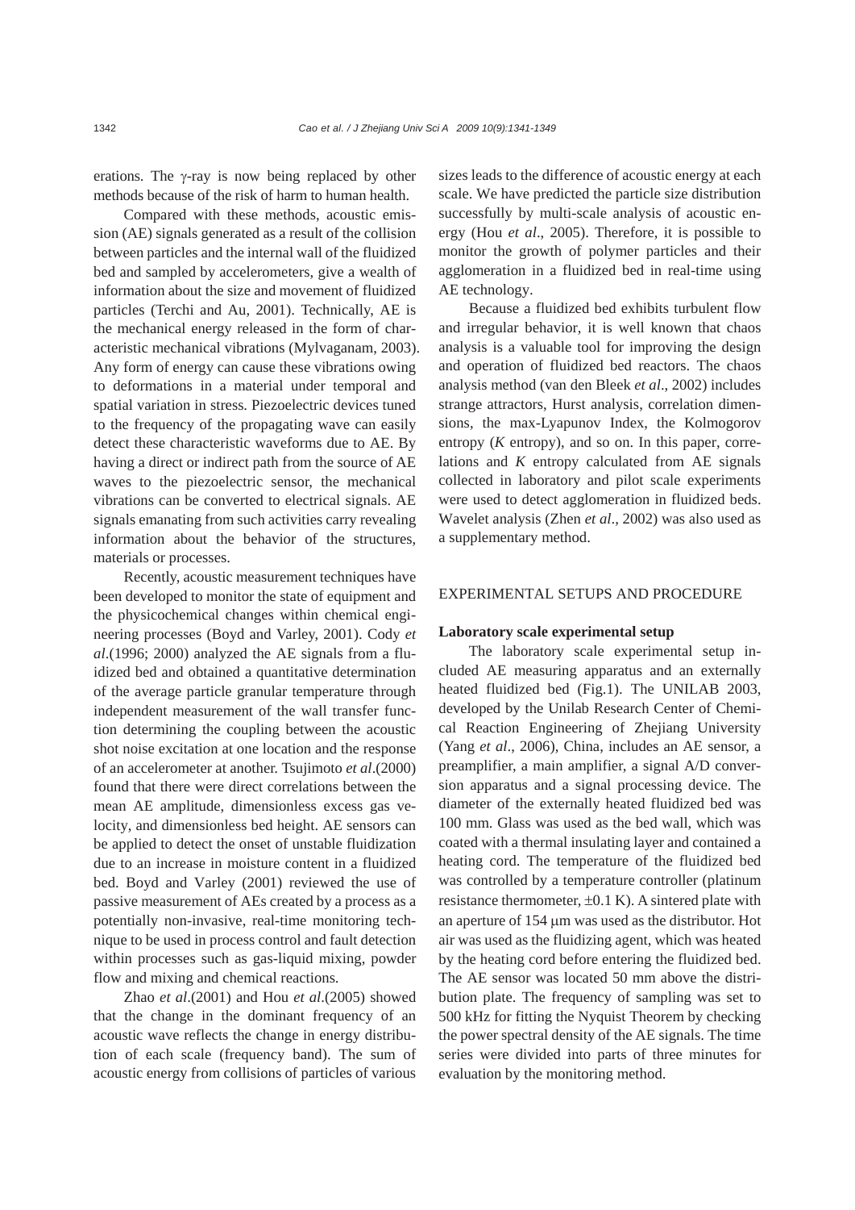erations. The γ-ray is now being replaced by other methods because of the risk of harm to human health.

Compared with these methods, acoustic emission (AE) signals generated as a result of the collision between particles and the internal wall of the fluidized bed and sampled by accelerometers, give a wealth of information about the size and movement of fluidized particles (Terchi and Au, 2001). Technically, AE is the mechanical energy released in the form of characteristic mechanical vibrations (Mylvaganam, 2003). Any form of energy can cause these vibrations owing to deformations in a material under temporal and spatial variation in stress. Piezoelectric devices tuned to the frequency of the propagating wave can easily detect these characteristic waveforms due to AE. By having a direct or indirect path from the source of AE waves to the piezoelectric sensor, the mechanical vibrations can be converted to electrical signals. AE signals emanating from such activities carry revealing information about the behavior of the structures, materials or processes.

Recently, acoustic measurement techniques have been developed to monitor the state of equipment and the physicochemical changes within chemical engineering processes (Boyd and Varley, 2001). Cody *et al*.(1996; 2000) analyzed the AE signals from a fluidized bed and obtained a quantitative determination of the average particle granular temperature through independent measurement of the wall transfer function determining the coupling between the acoustic shot noise excitation at one location and the response of an accelerometer at another. Tsujimoto *et al*.(2000) found that there were direct correlations between the mean AE amplitude, dimensionless excess gas velocity, and dimensionless bed height. AE sensors can be applied to detect the onset of unstable fluidization due to an increase in moisture content in a fluidized bed. Boyd and Varley (2001) reviewed the use of passive measurement of AEs created by a process as a potentially non-invasive, real-time monitoring technique to be used in process control and fault detection within processes such as gas-liquid mixing, powder flow and mixing and chemical reactions.

Zhao *et al*.(2001) and Hou *et al*.(2005) showed that the change in the dominant frequency of an acoustic wave reflects the change in energy distribution of each scale (frequency band). The sum of acoustic energy from collisions of particles of various sizes leads to the difference of acoustic energy at each scale. We have predicted the particle size distribution successfully by multi-scale analysis of acoustic energy (Hou *et al*., 2005). Therefore, it is possible to monitor the growth of polymer particles and their agglomeration in a fluidized bed in real-time using AE technology.

Because a fluidized bed exhibits turbulent flow and irregular behavior, it is well known that chaos analysis is a valuable tool for improving the design and operation of fluidized bed reactors. The chaos analysis method (van den Bleek *et al*., 2002) includes strange attractors, Hurst analysis, correlation dimensions, the max-Lyapunov Index, the Kolmogorov entropy ($K$ entropy), and so on. In this paper, correlations and $K$ entropy calculated from AE signals collected in laboratory and pilot scale experiments were used to detect agglomeration in fluidized beds. Wavelet analysis (Zhen *et al*., 2002) was also used as a supplementary method.

## EXPERIMENTAL SETUPS AND PROCEDURE

### Laboratory scale experimental setup

The laboratory scale experimental setup included AE measuring apparatus and an externally heated fluidized bed (Fig.1). The UNILAB 2003, developed by the Unilab Research Center of Chemical Reaction Engineering of Zhejiang University (Yang *et al*., 2006), China, includes an AE sensor, a preamplifier, a main amplifier, a signal A/D conversion apparatus and a signal processing device. The diameter of the externally heated fluidized bed was 100 mm. Glass was used as the bed wall, which was coated with a thermal insulating layer and contained a heating cord. The temperature of the fluidized bed was controlled by a temperature controller (platinum resistance thermometer, ±0.1 K). A sintered plate with an aperture of 154 μm was used as the distributor. Hot air was used as the fluidizing agent, which was heated by the heating cord before entering the fluidized bed. The AE sensor was located 50 mm above the distribution plate. The frequency of sampling was set to 500 kHz for fitting the Nyquist Theorem by checking the power spectral density of the AE signals. The time series were divided into parts of three minutes for evaluation by the monitoring method.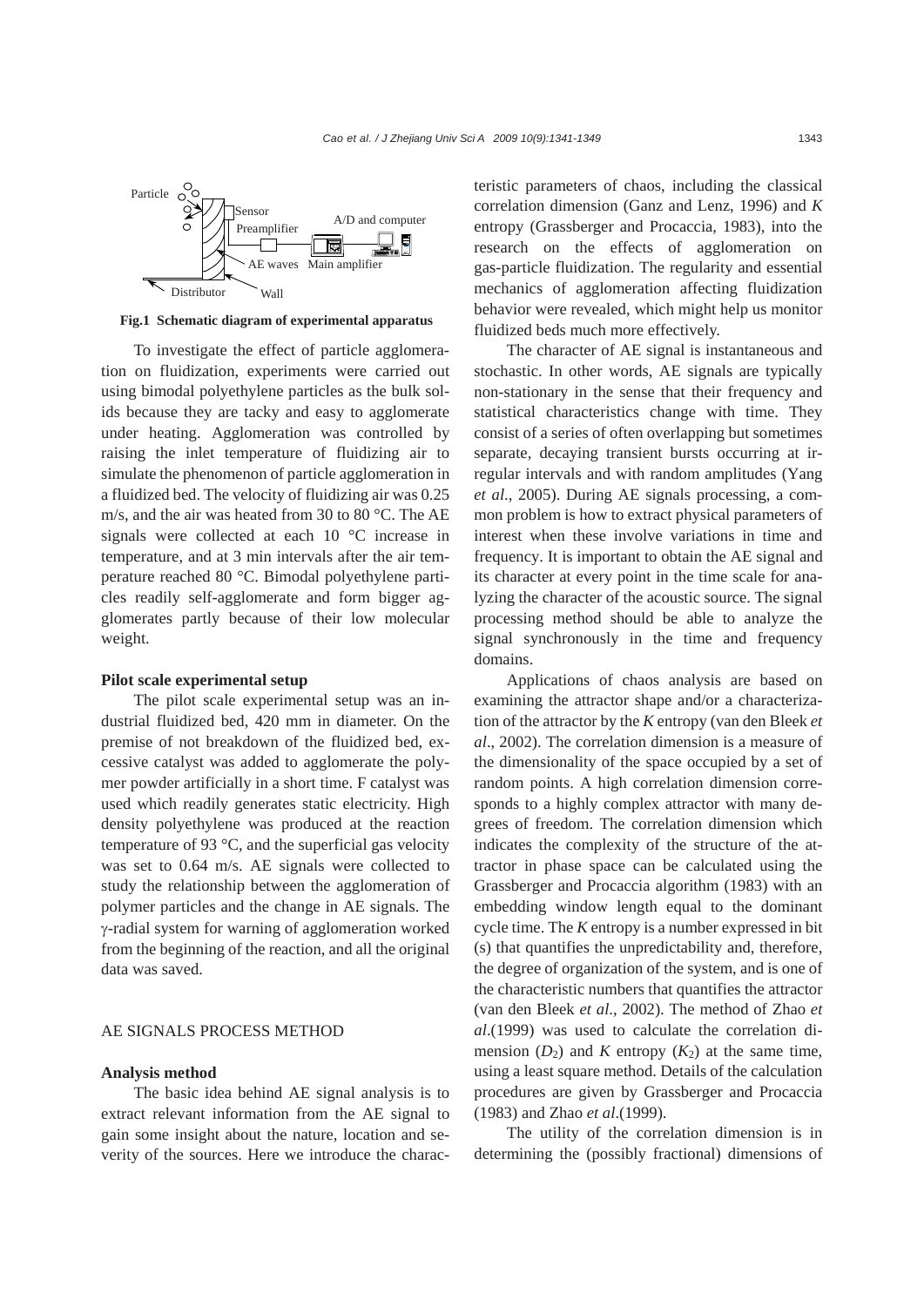Particle

Sensor

Preamplifier

A/D and computer

AE waves

Main amplifier

Distributor

Wall

**Fig.1 Schematic diagram of experimental apparatus**

To investigate the effect of particle agglomeration on fluidization, experiments were carried out using bimodal polyethylene particles as the bulk solids because they are tacky and easy to agglomerate under heating. Agglomeration was controlled by raising the inlet temperature of fluidizing air to simulate the phenomenon of particle agglomeration in a fluidized bed. The velocity of fluidizing air was 0.25 m/s, and the air was heated from 30 to 80 °C. The AE signals were collected at each 10 °C increase in temperature, and at 3 min intervals after the air temperature reached 80 °C. Bimodal polyethylene particles readily self-agglomerate and form bigger agglomerates partly because of their low molecular weight.

### Pilot scale experimental setup

The pilot scale experimental setup was an industrial fluidized bed, 420 mm in diameter. On the premise of not breakdown of the fluidized bed, excessive catalyst was added to agglomerate the polymer powder artificially in a short time. F catalyst was used which readily generates static electricity. High density polyethylene was produced at the reaction temperature of 93 °C, and the superficial gas velocity was set to 0.64 m/s. AE signals were collected to study the relationship between the agglomeration of polymer particles and the change in AE signals. The γ-radial system for warning of agglomeration worked from the beginning of the reaction, and all the original data was saved.

## AE SIGNALS PROCESS METHOD

### Analysis method

The basic idea behind AE signal analysis is to extract relevant information from the AE signal to gain some insight about the nature, location and severity of the sources. Here we introduce the characteristic parameters of chaos, including the classical correlation dimension (Ganz and Lenz, 1996) and *K* entropy (Grassberger and Procaccia, 1983), into the research on the effects of agglomeration on gas-particle fluidization. The regularity and essential mechanics of agglomeration affecting fluidization behavior were revealed, which might help us monitor fluidized beds much more effectively.

The character of AE signal is instantaneous and stochastic. In other words, AE signals are typically non-stationary in the sense that their frequency and statistical characteristics change with time. They consist of a series of often overlapping but sometimes separate, decaying transient bursts occurring at irregular intervals and with random amplitudes (Yang *et al*., 2005). During AE signals processing, a common problem is how to extract physical parameters of interest when these involve variations in time and frequency. It is important to obtain the AE signal and its character at every point in the time scale for analyzing the character of the acoustic source. The signal processing method should be able to analyze the signal synchronously in the time and frequency domains.

Applications of chaos analysis are based on examining the attractor shape and/or a characterization of the attractor by the *K* entropy (van den Bleek *et al*., 2002). The correlation dimension is a measure of the dimensionality of the space occupied by a set of random points. A high correlation dimension corresponds to a highly complex attractor with many degrees of freedom. The correlation dimension which indicates the complexity of the structure of the attractor in phase space can be calculated using the Grassberger and Procaccia algorithm (1983) with an embedding window length equal to the dominant cycle time. The *K* entropy is a number expressed in bit (s) that quantifies the unpredictability and, therefore, the degree of organization of the system, and is one of the characteristic numbers that quantifies the attractor (van den Bleek *et al*., 2002). The method of Zhao *et al*.(1999) was used to calculate the correlation dimension ($D_2$) and *K* entropy ($K_2$) at the same time, using a least square method. Details of the calculation procedures are given by Grassberger and Procaccia (1983) and Zhao *et al*.(1999).

The utility of the correlation dimension is in determining the (possibly fractional) dimensions of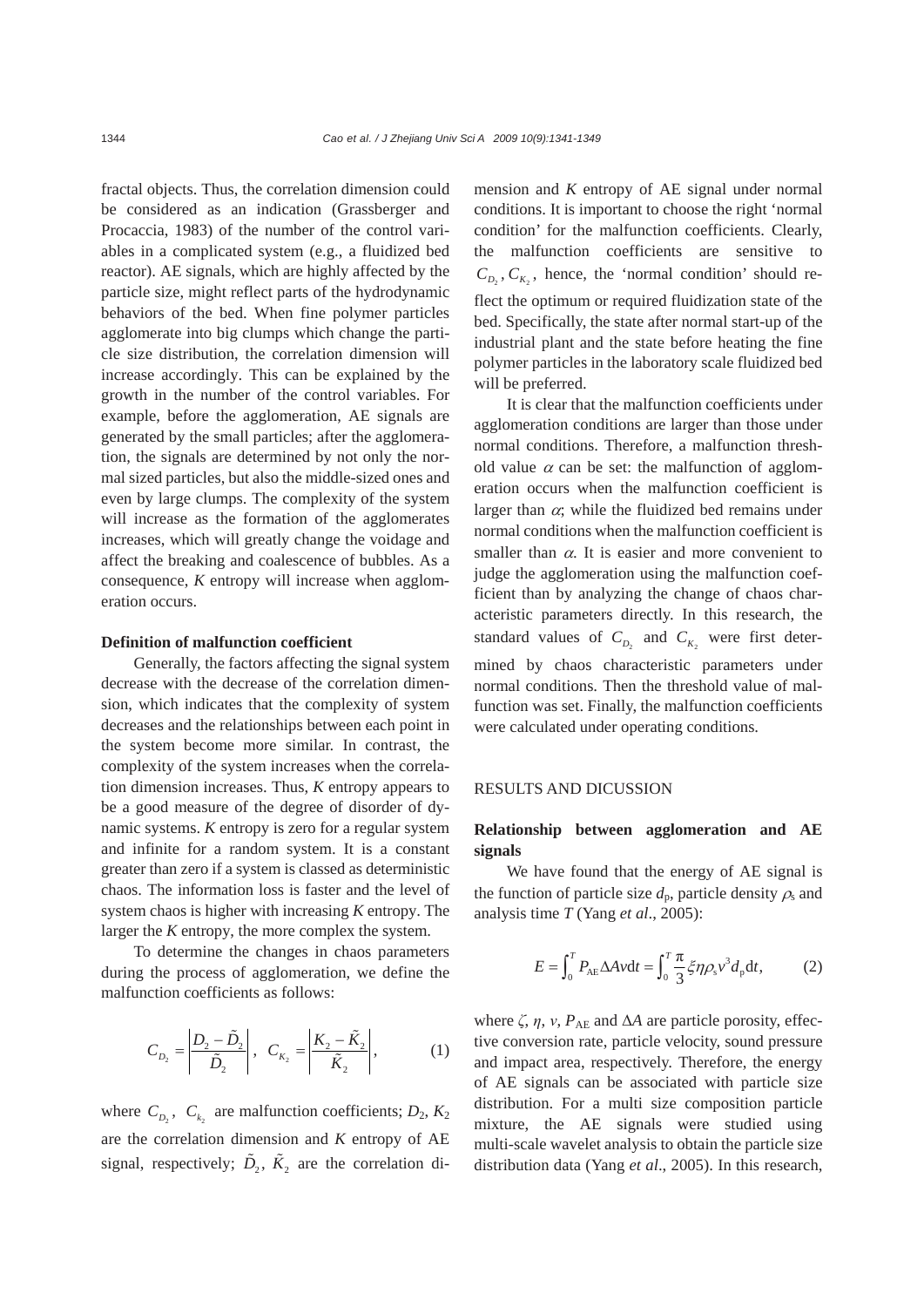fractal objects. Thus, the correlation dimension could be considered as an indication (Grassberger and Procaccia, 1983) of the number of the control variables in a complicated system (e.g., a fluidized bed reactor). AE signals, which are highly affected by the particle size, might reflect parts of the hydrodynamic behaviors of the bed. When fine polymer particles agglomerate into big clumps which change the particle size distribution, the correlation dimension will increase accordingly. This can be explained by the growth in the number of the control variables. For example, before the agglomeration, AE signals are generated by the small particles; after the agglomeration, the signals are determined by not only the normal sized particles, but also the middle-sized ones and even by large clumps. The complexity of the system will increase as the formation of the agglomerates increases, which will greatly change the voidage and affect the breaking and coalescence of bubbles. As a consequence, *K* entropy will increase when agglomeration occurs.

### Definition of malfunction coefficient

Generally, the factors affecting the signal system decrease with the decrease of the correlation dimension, which indicates that the complexity of system decreases and the relationships between each point in the system become more similar. In contrast, the complexity of the system increases when the correlation dimension increases. Thus, *K* entropy appears to be a good measure of the degree of disorder of dynamic systems. *K* entropy is zero for a regular system and infinite for a random system. It is a constant greater than zero if a system is classed as deterministic chaos. The information loss is faster and the level of system chaos is higher with increasing *K* entropy. The larger the *K* entropy, the more complex the system.

To determine the changes in chaos parameters during the process of agglomeration, we define the malfunction coefficients as follows:

$$C_{D_2} = \left| \frac{D_2 - \tilde{D}_2}{\tilde{D}_2} \right|, \quad C_{K_2} = \left| \frac{K_2 - \tilde{K}_2}{\tilde{K}_2} \right|, \tag{1}$$

where $C_{D_2}$, $C_{k_2}$ are malfunction coefficients; $D_2$, $K_2$ are the correlation dimension and *K* entropy of AE signal, respectively; $\tilde{D}_2$, $\tilde{K}_2$ are the correlation dimension and *K* entropy of AE signal under normal conditions. It is important to choose the right 'normal condition' for the malfunction coefficients. Clearly, the malfunction coefficients are sensitive to $C_{D_2}, C_{K_2}$, hence, the 'normal condition' should reflect the optimum or required fluidization state of the bed. Specifically, the state after normal start-up of the industrial plant and the state before heating the fine polymer particles in the laboratory scale fluidized bed will be preferred.

It is clear that the malfunction coefficients under agglomeration conditions are larger than those under normal conditions. Therefore, a malfunction threshold value $\alpha$ can be set: the malfunction of agglomeration occurs when the malfunction coefficient is larger than $\alpha$; while the fluidized bed remains under normal conditions when the malfunction coefficient is smaller than $\alpha$. It is easier and more convenient to judge the agglomeration using the malfunction coefficient than by analyzing the change of chaos characteristic parameters directly. In this research, the standard values of $C_{D_2}$ and $C_{K_2}$ were first determined by chaos characteristic parameters under normal conditions. Then the threshold value of malfunction was set. Finally, the malfunction coefficients were calculated under operating conditions.

## RESULTS AND DICUSSION

### Relationship between agglomeration and AE signals

We have found that the energy of AE signal is the function of particle size $d_p$, particle density $\rho_s$ and analysis time $T$ (Yang *et al*., 2005):

$$E = \int_0^T P_{AE} \Delta A v \mathrm{d}t = \int_0^T \frac{\pi}{3} \xi \eta \rho_s v^3 d_p \mathrm{d}t, \tag{2}$$

where $\zeta$, $\eta$, $v$, $P_{AE}$ and $\Delta A$ are particle porosity, effective conversion rate, particle velocity, sound pressure and impact area, respectively. Therefore, the energy of AE signals can be associated with particle size distribution. For a multi size composition particle mixture, the AE signals were studied using multi-scale wavelet analysis to obtain the particle size distribution data (Yang *et al*., 2005). In this research,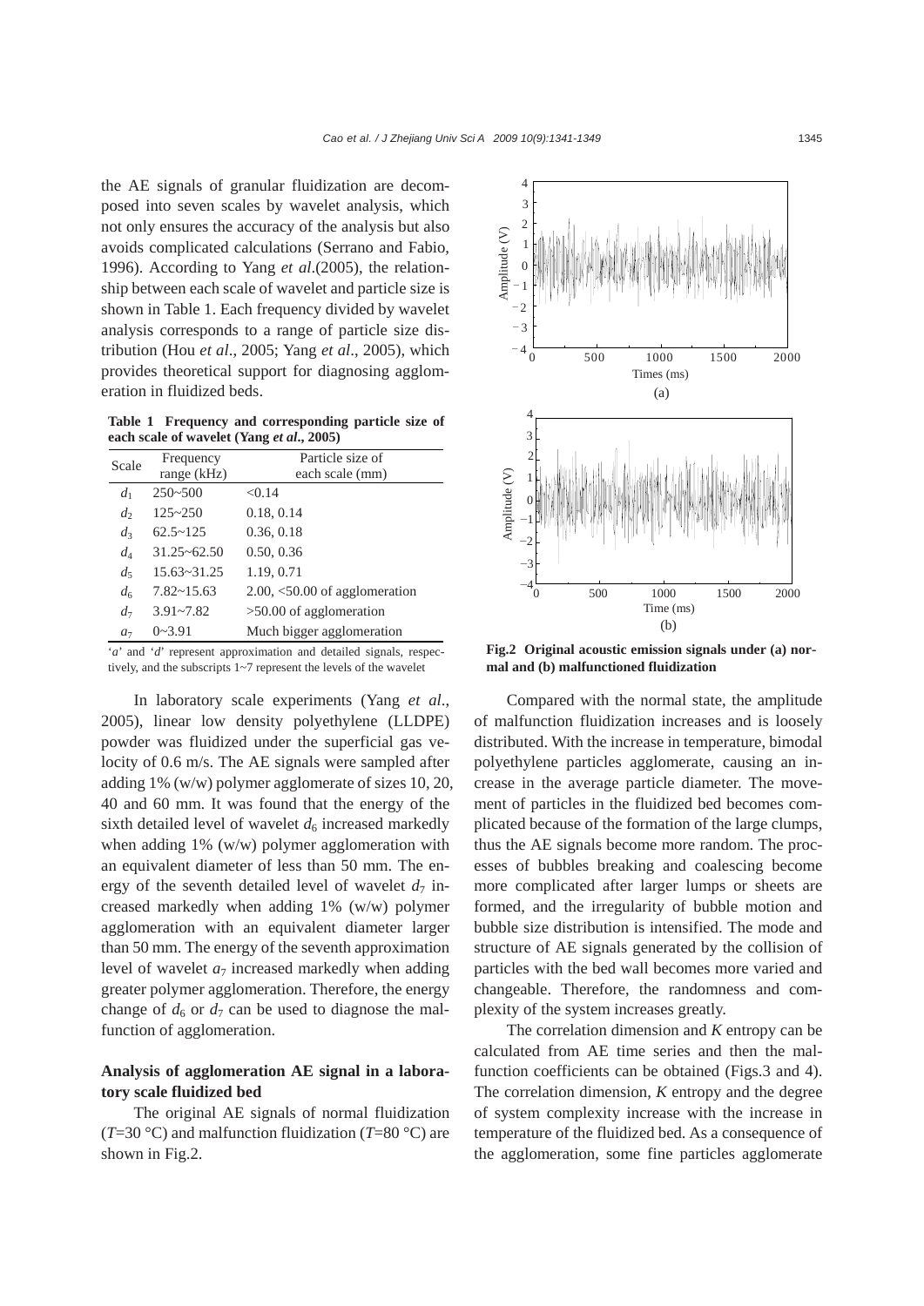the AE signals of granular fluidization are decomposed into seven scales by wavelet analysis, which not only ensures the accuracy of the analysis but also avoids complicated calculations (Serrano and Fabio, 1996). According to Yang *et al*.(2005), the relationship between each scale of wavelet and particle size is shown in Table 1. Each frequency divided by wavelet analysis corresponds to a range of particle size distribution (Hou *et al*., 2005; Yang *et al*., 2005), which provides theoretical support for diagnosing agglomeration in fluidized beds.

**Table 1 Frequency and corresponding particle size of each scale of wavelet (Yang *et al*., 2005)**

| Scale | Frequency range (kHz) | Particle size of each scale (mm) |
|---|---|---|
| $d_1$ | 250~500 | <0.14 |
| $d_2$ | 125~250 | 0.18, 0.14 |
| $d_3$ | 62.5~125 | 0.36, 0.18 |
| $d_4$ | 31.25~62.50 | 0.50, 0.36 |
| $d_5$ | 15.63~31.25 | 1.19, 0.71 |
| $d_6$ | 7.82~15.63 | 2.00, <50.00 of agglomeration |
| $d_7$ | 3.91~7.82 | >50.00 of agglomeration |
| $a_7$ | 0~3.91 | Much bigger agglomeration |

'*a*' and '*d*' represent approximation and detailed signals, respectively, and the subscripts 1~7 represent the levels of the wavelet

In laboratory scale experiments (Yang *et al*., 2005), linear low density polyethylene (LLDPE) powder was fluidized under the superficial gas velocity of 0.6 m/s. The AE signals were sampled after adding 1% (w/w) polymer agglomerate of sizes 10, 20, 40 and 60 mm. It was found that the energy of the sixth detailed level of wavelet $d_6$ increased markedly when adding 1% (w/w) polymer agglomeration with an equivalent diameter of less than 50 mm. The energy of the seventh detailed level of wavelet $d_7$ increased markedly when adding 1% (w/w) polymer agglomeration with an equivalent diameter larger than 50 mm. The energy of the seventh approximation level of wavelet $a_7$ increased markedly when adding greater polymer agglomeration. Therefore, the energy change of $d_6$ or $d_7$ can be used to diagnose the malfunction of agglomeration.

## Analysis of agglomeration AE signal in a laboratory scale fluidized bed

The original AE signals of normal fluidization ($T$=30 °C) and malfunction fluidization ($T$=80 °C) are shown in Fig.2.

**Fig.2 Original acoustic emission signals under (a) normal and (b) malfunctioned fluidization**

Compared with the normal state, the amplitude of malfunction fluidization increases and is loosely distributed. With the increase in temperature, bimodal polyethylene particles agglomerate, causing an increase in the average particle diameter. The movement of particles in the fluidized bed becomes complicated because of the formation of the large clumps, thus the AE signals become more random. The processes of bubbles breaking and coalescing become more complicated after larger lumps or sheets are formed, and the irregularity of bubble motion and bubble size distribution is intensified. The mode and structure of AE signals generated by the collision of particles with the bed wall becomes more varied and changeable. Therefore, the randomness and complexity of the system increases greatly.

The correlation dimension and *K* entropy can be calculated from AE time series and then the malfunction coefficients can be obtained (Figs.3 and 4). The correlation dimension, *K* entropy and the degree of system complexity increase with the increase in temperature of the fluidized bed. As a consequence of the agglomeration, some fine particles agglomerate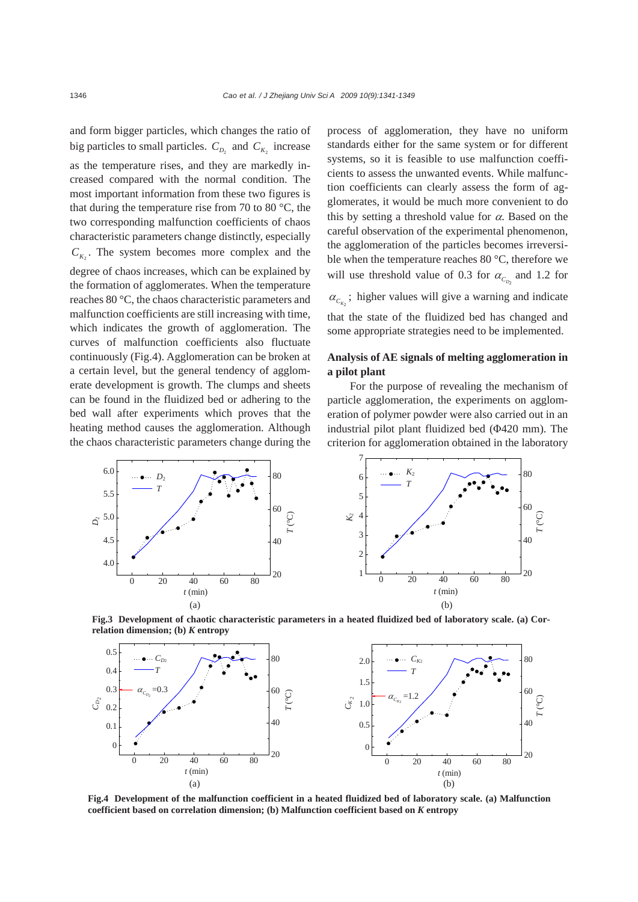and form bigger particles, which changes the ratio of big particles to small particles. $C_{D_2}$ and $C_{K_2}$ increase as the temperature rises, and they are markedly increased compared with the normal condition. The most important information from these two figures is that during the temperature rise from 70 to 80 °C, the two corresponding malfunction coefficients of chaos characteristic parameters change distinctly, especially $C_{K_2}$. The system becomes more complex and the degree of chaos increases, which can be explained by the formation of agglomerates. When the temperature reaches 80 °C, the chaos characteristic parameters and malfunction coefficients are still increasing with time, which indicates the growth of agglomeration. The curves of malfunction coefficients also fluctuate continuously (Fig.4). Agglomeration can be broken at a certain level, but the general tendency of agglomerate development is growth. The clumps and sheets can be found in the fluidized bed or adhering to the bed wall after experiments which proves that the heating method causes the agglomeration. Although the chaos characteristic parameters change during the process of agglomeration, they have no uniform standards either for the same system or for different systems, so it is feasible to use malfunction coefficients to assess the unwanted events. While malfunction coefficients can clearly assess the form of agglomerates, it would be much more convenient to do this by setting a threshold value for $\alpha$. Based on the careful observation of the experimental phenomenon, the agglomeration of the particles becomes irreversible when the temperature reaches 80 °C, therefore we will use threshold value of 0.3 for $\alpha_{C_{D_2}}$ and 1.2 for $\alpha_{C_{K_2}}$; higher values will give a warning and indicate that the state of the fluidized bed has changed and some appropriate strategies need to be implemented.

## Analysis of AE signals of melting agglomeration in a pilot plant

For the purpose of revealing the mechanism of particle agglomeration, the experiments on agglomeration of polymer powder were also carried out in an industrial pilot plant fluidized bed (Φ420 mm). The criterion for agglomeration obtained in the laboratory

**Fig.3 Development of chaotic characteristic parameters in a heated fluidized bed of laboratory scale. (a) Correlation dimension; (b) *K* entropy**

**Fig.4 Development of the malfunction coefficient in a heated fluidized bed of laboratory scale. (a) Malfunction coefficient based on correlation dimension; (b) Malfunction coefficient based on *K* entropy**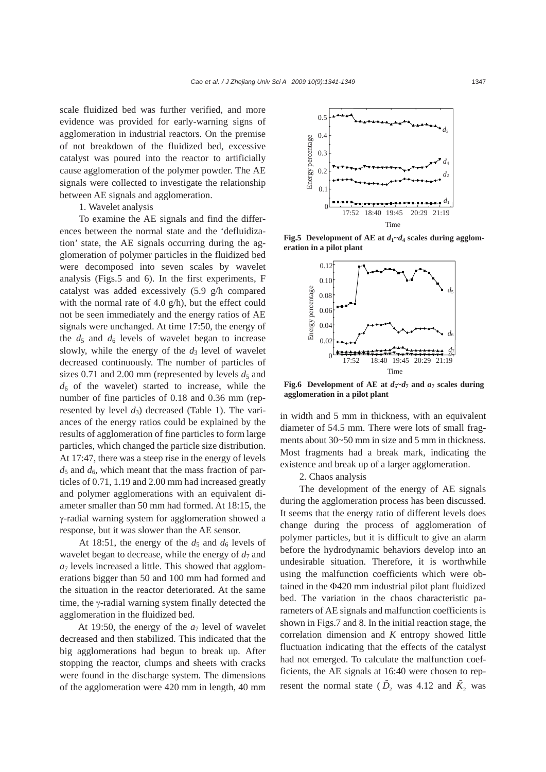scale fluidized bed was further verified, and more evidence was provided for early-warning signs of agglomeration in industrial reactors. On the premise of not breakdown of the fluidized bed, excessive catalyst was poured into the reactor to artificially cause agglomeration of the polymer powder. The AE signals were collected to investigate the relationship between AE signals and agglomeration.

1. Wavelet analysis

To examine the AE signals and find the differences between the normal state and the 'defluidization' state, the AE signals occurring during the agglomeration of polymer particles in the fluidized bed were decomposed into seven scales by wavelet analysis (Figs.5 and 6). In the first experiments, F catalyst was added excessively (5.9 g/h compared with the normal rate of 4.0 g/h), but the effect could not be seen immediately and the energy ratios of AE signals were unchanged. At time 17:50, the energy of the $d_5$ and $d_6$ levels of wavelet began to increase slowly, while the energy of the $d_3$ level of wavelet decreased continuously. The number of particles of sizes 0.71 and 2.00 mm (represented by levels $d_5$ and $d_6$ of the wavelet) started to increase, while the number of fine particles of 0.18 and 0.36 mm (represented by level $d_3$) decreased (Table 1). The variances of the energy ratios could be explained by the results of agglomeration of fine particles to form large particles, which changed the particle size distribution. At 17:47, there was a steep rise in the energy of levels $d_5$ and $d_6$, which meant that the mass fraction of particles of 0.71, 1.19 and 2.00 mm had increased greatly and polymer agglomerations with an equivalent diameter smaller than 50 mm had formed. At 18:15, the γ-radial warning system for agglomeration showed a response, but it was slower than the AE sensor.

At 18:51, the energy of the $d_5$ and $d_6$ levels of wavelet began to decrease, while the energy of $d_7$ and $a_7$ levels increased a little. This showed that agglomerations bigger than 50 and 100 mm had formed and the situation in the reactor deteriorated. At the same time, the γ-radial warning system finally detected the agglomeration in the fluidized bed.

At 19:50, the energy of the $a_7$ level of wavelet decreased and then stabilized. This indicated that the big agglomerations had begun to break up. After stopping the reactor, clumps and sheets with cracks were found in the discharge system. The dimensions of the agglomeration were 420 mm in length, 40 mm in width and 5 mm in thickness, with an equivalent diameter of 54.5 mm. There were lots of small fragments about 30~50 mm in size and 5 mm in thickness. Most fragments had a break mark, indicating the existence and break up of a larger agglomeration.

**Fig.5 Development of AE at $d_1$~$d_4$ scales during agglomeration in a pilot plant**

**Fig.6 Development of AE at $d_5$~$d_7$ and $a_7$ scales during agglomeration in a pilot plant**

2. Chaos analysis

The development of the energy of AE signals during the agglomeration process has been discussed. It seems that the energy ratio of different levels does change during the process of agglomeration of polymer particles, but it is difficult to give an alarm before the hydrodynamic behaviors develop into an undesirable situation. Therefore, it is worthwhile using the malfunction coefficients which were obtained in the Φ420 mm industrial pilot plant fluidized bed. The variation in the chaos characteristic parameters of AE signals and malfunction coefficients is shown in Figs.7 and 8. In the initial reaction stage, the correlation dimension and $K$ entropy showed little fluctuation indicating that the effects of the catalyst had not emerged. To calculate the malfunction coefficients, the AE signals at 16:40 were chosen to represent the normal state ($\tilde{D}_2$ was 4.12 and $\tilde{K}_2$ was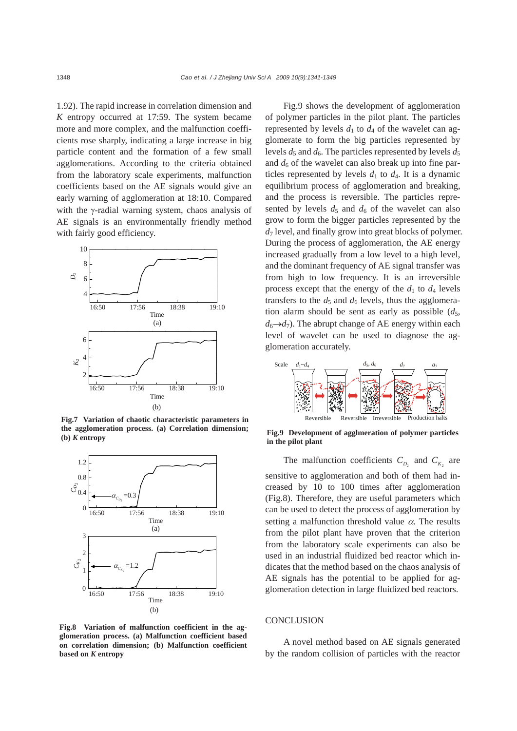1.92). The rapid increase in correlation dimension and $K$ entropy occurred at 17:59. The system became more and more complex, and the malfunction coefficients rose sharply, indicating a large increase in big particle content and the formation of a few small agglomerations. According to the criteria obtained from the laboratory scale experiments, malfunction coefficients based on the AE signals would give an early warning of agglomeration at 18:10. Compared with the γ-radial warning system, chaos analysis of AE signals is an environmentally friendly method with fairly good efficiency.

**Fig.7 Variation of chaotic characteristic parameters in the agglomeration process. (a) Correlation dimension; (b) *K* entropy**

**Fig.8 Variation of malfunction coefficient in the agglomeration process. (a) Malfunction coefficient based on correlation dimension; (b) Malfunction coefficient based on *K* entropy**

Fig.9 shows the development of agglomeration of polymer particles in the pilot plant. The particles represented by levels $d_1$ to $d_4$ of the wavelet can agglomerate to form the big particles represented by levels $d_5$ and $d_6$. The particles represented by levels $d_5$ and $d_6$ of the wavelet can also break up into fine particles represented by levels $d_1$ to $d_4$. It is a dynamic equilibrium process of agglomeration and breaking, and the process is reversible. The particles represented by levels $d_5$ and $d_6$ of the wavelet can also grow to form the bigger particles represented by the $d_7$ level, and finally grow into great blocks of polymer. During the process of agglomeration, the AE energy increased gradually from a low level to a high level, and the dominant frequency of AE signal transfer was from high to low frequency. It is an irreversible process except that the energy of the $d_1$ to $d_4$ levels transfers to the $d_5$ and $d_6$ levels, thus the agglomeration alarm should be sent as early as possible ($d_5$, $d_6 \rightarrow d_7$). The abrupt change of AE energy within each level of wavelet can be used to diagnose the agglomeration accurately.

**Fig.9 Development of agglmeration of polymer particles in the pilot plant**

The malfunction coefficients $C_{D_2}$ and $C_{K_2}$ are sensitive to agglomeration and both of them had increased by 10 to 100 times after agglomeration (Fig.8). Therefore, they are useful parameters which can be used to detect the process of agglomeration by setting a malfunction threshold value $\alpha$. The results from the pilot plant have proven that the criterion from the laboratory scale experiments can also be used in an industrial fluidized bed reactor which indicates that the method based on the chaos analysis of AE signals has the potential to be applied for agglomeration detection in large fluidized bed reactors.

## CONCLUSION

A novel method based on AE signals generated by the random collision of particles with the reactor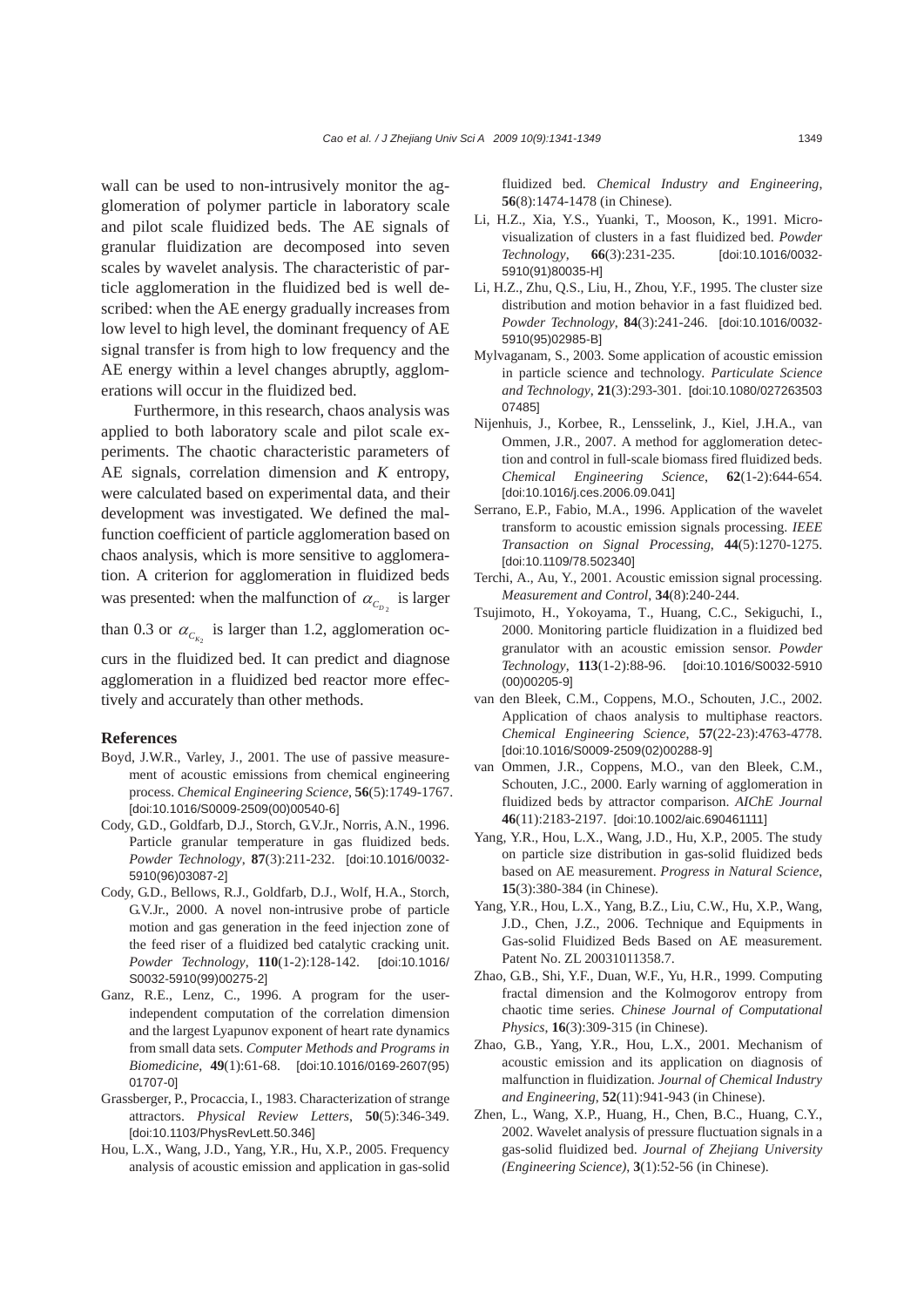wall can be used to non-intrusively monitor the agglomeration of polymer particle in laboratory scale and pilot scale fluidized beds. The AE signals of granular fluidization are decomposed into seven scales by wavelet analysis. The characteristic of particle agglomeration in the fluidized bed is well described: when the AE energy gradually increases from low level to high level, the dominant frequency of AE signal transfer is from high to low frequency and the AE energy within a level changes abruptly, agglomerations will occur in the fluidized bed.

Furthermore, in this research, chaos analysis was applied to both laboratory scale and pilot scale experiments. The chaotic characteristic parameters of AE signals, correlation dimension and $K$ entropy, were calculated based on experimental data, and their development was investigated. We defined the malfunction coefficient of particle agglomeration based on chaos analysis, which is more sensitive to agglomeration. A criterion for agglomeration in fluidized beds was presented: when the malfunction of $\alpha_{C_{D_2}}$ is larger than 0.3 or $\alpha_{C_{K_2}}$ is larger than 1.2, agglomeration occurs in the fluidized bed. It can predict and diagnose agglomeration in a fluidized bed reactor more effectively and accurately than other methods.

## References

Boyd, J.W.R., Varley, J., 2001. The use of passive measurement of acoustic emissions from chemical engineering process. *Chemical Engineering Science*, **56**(5):1749-1767. [doi:10.1016/S0009-2509(00)00540-6]

Cody, G.D., Goldfarb, D.J., Storch, G.V.Jr., Norris, A.N., 1996. Particle granular temperature in gas fluidized beds. *Powder Technology*, **87**(3):211-232. [doi:10.1016/0032-5910(96)03087-2]

Cody, G.D., Bellows, R.J., Goldfarb, D.J., Wolf, H.A., Storch, G.V.Jr., 2000. A novel non-intrusive probe of particle motion and gas generation in the feed injection zone of the feed riser of a fluidized bed catalytic cracking unit. *Powder Technology*, **110**(1-2):128-142. [doi:10.1016/S0032-5910(99)00275-2]

Ganz, R.E., Lenz, C., 1996. A program for the user-independent computation of the correlation dimension and the largest Lyapunov exponent of heart rate dynamics from small data sets. *Computer Methods and Programs in Biomedicine*, **49**(1):61-68. [doi:10.1016/0169-2607(95)01707-0]

Grassberger, P., Procaccia, I., 1983. Characterization of strange attractors. *Physical Review Letters*, **50**(5):346-349. [doi:10.1103/PhysRevLett.50.346]

Hou, L.X., Wang, J.D., Yang, Y.R., Hu, X.P., 2005. Frequency analysis of acoustic emission and application in gas-solid fluidized bed. *Chemical Industry and Engineering*, **56**(8):1474-1478 (in Chinese).

Li, H.Z., Xia, Y.S., Yuanki, T., Mooson, K., 1991. Micro-visualization of clusters in a fast fluidized bed. *Powder Technology*, **66**(3):231-235. [doi:10.1016/0032-5910(91)80035-H]

Li, H.Z., Zhu, Q.S., Liu, H., Zhou, Y.F., 1995. The cluster size distribution and motion behavior in a fast fluidized bed. *Powder Technology*, **84**(3):241-246. [doi:10.1016/0032-5910(95)02985-B]

Mylvaganam, S., 2003. Some application of acoustic emission in particle science and technology. *Particulate Science and Technology*, **21**(3):293-301. [doi:10.1080/02726350307485]

Nijenhuis, J., Korbee, R., Lensselink, J., Kiel, J.H.A., van Ommen, J.R., 2007. A method for agglomeration detection and control in full-scale biomass fired fluidized beds. *Chemical Engineering Science*, **62**(1-2):644-654. [doi:10.1016/j.ces.2006.09.041]

Serrano, E.P., Fabio, M.A., 1996. Application of the wavelet transform to acoustic emission signals processing. *IEEE Transaction on Signal Processing*, **44**(5):1270-1275. [doi:10.1109/78.502340]

Terchi, A., Au, Y., 2001. Acoustic emission signal processing. *Measurement and Control*, **34**(8):240-244.

Tsujimoto, H., Yokoyama, T., Huang, C.C., Sekiguchi, I., 2000. Monitoring particle fluidization in a fluidized bed granulator with an acoustic emission sensor. *Powder Technology*, **113**(1-2):88-96. [doi:10.1016/S0032-5910(00)00205-9]

van den Bleek, C.M., Coppens, M.O., Schouten, J.C., 2002. Application of chaos analysis to multiphase reactors. *Chemical Engineering Science*, **57**(22-23):4763-4778. [doi:10.1016/S0009-2509(02)00288-9]

van Ommen, J.R., Coppens, M.O., van den Bleek, C.M., Schouten, J.C., 2000. Early warning of agglomeration in fluidized beds by attractor comparison. *AIChE Journal* **46**(11):2183-2197. [doi:10.1002/aic.690461111]

Yang, Y.R., Hou, L.X., Wang, J.D., Hu, X.P., 2005. The study on particle size distribution in gas-solid fluidized beds based on AE measurement. *Progress in Natural Science*, **15**(3):380-384 (in Chinese).

Yang, Y.R., Hou, L.X., Yang, B.Z., Liu, C.W., Hu, X.P., Wang, J.D., Chen, J.Z., 2006. Technique and Equipments in Gas-solid Fluidized Beds Based on AE measurement. Patent No. ZL 20031011358.7.

Zhao, G.B., Shi, Y.F., Duan, W.F., Yu, H.R., 1999. Computing fractal dimension and the Kolmogorov entropy from chaotic time series. *Chinese Journal of Computational Physics*, **16**(3):309-315 (in Chinese).

Zhao, G.B., Yang, Y.R., Hou, L.X., 2001. Mechanism of acoustic emission and its application on diagnosis of malfunction in fluidization. *Journal of Chemical Industry and Engineering*, **52**(11):941-943 (in Chinese).

Zhen, L., Wang, X.P., Huang, H., Chen, B.C., Huang, C.Y., 2002. Wavelet analysis of pressure fluctuation signals in a gas-solid fluidized bed. *Journal of Zhejiang University (Engineering Science)*, **3**(1):52-56 (in Chinese).